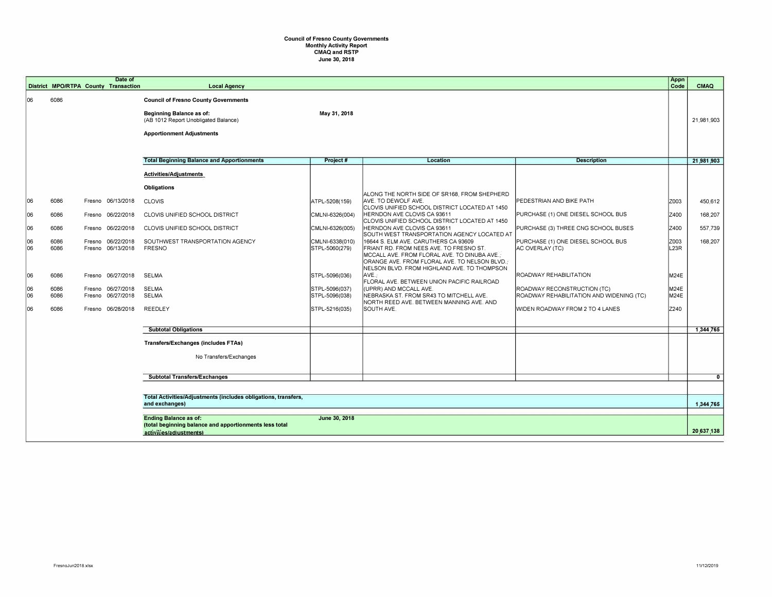**Council of Fresno County Governments**
**Monthly Activity Report**
**CMAQ and RSTP**
**June 30, 2018**

| District | MPO/RTPA | County | Date of Transaction | Local Agency | Project # | Location | Description | Appn Code | CMAQ |
|---|---|---|---|---|---|---|---|---|---|
| 06 | 6086 | | | **Council of Fresno County Governments** | | | | | |
| | | | | **Beginning Balance as of:** (AB 1012 Report Unobligated Balance) | **May 31, 2018** | | | | 21,981,903 |
| | | | | **Apportionment Adjustments** | | | | | |
| | | | | **Total Beginning Balance and Apportionments** | **Project #** | **Location** | **Description** | | **21,981,903** |
| | | | | **Activities/Adjustments** | | | | | |
| | | | | **Obligations** | | | | | |
| 06 | 6086 | Fresno | 06/13/2018 | CLOVIS | ATPL-5208(159) | ALONG THE NORTH SIDE OF SR168, FROM SHEPHERD AVE. TO DEWOLF AVE. | PEDESTRIAN AND BIKE PATH | Z003 | 450,612 |
| 06 | 6086 | Fresno | 06/22/2018 | CLOVIS UNIFIED SCHOOL DISTRICT | CMLNI-6326(004) | CLOVIS UNIFIED SCHOOL DISTRICT LOCATED AT 1450 HERNDON AVE CLOVIS CA 93611 | PURCHASE (1) ONE DIESEL SCHOOL BUS | Z400 | 168,207 |
| 06 | 6086 | Fresno | 06/22/2018 | CLOVIS UNIFIED SCHOOL DISTRICT | CMLNI-6326(005) | CLOVIS UNIFIED SCHOOL DISTRICT LOCATED AT 1450 HERNDON AVE CLOVIS CA 93611 | PURCHASE (3) THREE CNG SCHOOL BUSES | Z400 | 557,739 |
| 06 | 6086 | Fresno | 06/22/2018 | SOUTHWEST TRANSPORTATION AGENCY | CMLNI-6338(010) | SOUTH WEST TRANSPORTATION AGENCY LOCATED AT 16644 S. ELM AVE. CARUTHERS CA 93609 | PURCHASE (1) ONE DIESEL SCHOOL BUS | Z003 | 168,207 |
| 06 | 6086 | Fresno | 06/13/2018 | FRESNO | STPL-5060(279) | FRIANT RD. FROM NEES AVE. TO FRESNO ST. | AC OVERLAY (TC) | L23R | |
| 06 | 6086 | Fresno | 06/27/2018 | SELMA | STPL-5096(036) | MCCALL AVE. FROM FLORAL AVE. TO DINUBA AVE.; ORANGE AVE. FROM FLORAL AVE. TO NELSON BLVD.; NELSON BLVD. FROM HIGHLAND AVE. TO THOMPSON AVE.; | ROADWAY REHABILITATION | M24E | |
| 06 | 6086 | Fresno | 06/27/2018 | SELMA | STPL-5096(037) | FLORAL AVE. BETWEEN UNION PACIFIC RAILROAD (UPRR) AND MCCALL AVE. | ROADWAY RECONSTRUCTION (TC) | M24E | |
| 06 | 6086 | Fresno | 06/27/2018 | SELMA | STPL-5096(038) | NEBRASKA ST. FROM SR43 TO MITCHELL AVE. | ROADWAY REHABILITATION AND WIDENING (TC) | M24E | |
| 06 | 6086 | Fresno | 06/28/2018 | REEDLEY | STPL-5216(035) | NORTH REED AVE. BETWEEN MANNING AVE. AND SOUTH AVE. | WIDEN ROADWAY FROM 2 TO 4 LANES | Z240 | |
| | | | | **Subtotal Obligations** | | | | | **1,344,765** |
| | | | | **Transfers/Exchanges (includes FTAs)** | | | | | |
| | | | | No Transfers/Exchanges | | | | | |
| | | | | **Subtotal Transfers/Exchanges** | | | | | **0** |
| | | | | **Total Activities/Adjustments (includes obligations, transfers, and exchanges)** | | | | | **1,344,765** |
| | | | | **Ending Balance as of:** (total beginning balance and apportionments less total activities/adjustments) | **June 30, 2018** | | | | **20,637,138** |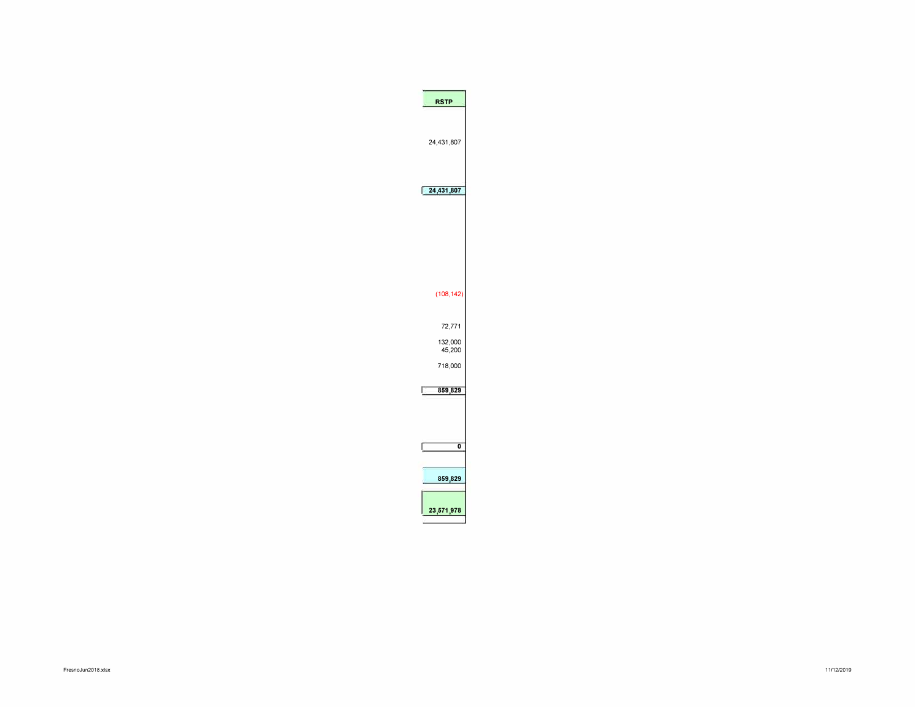| RSTP |
| --- |
| 24,431,807 |
| **24,431,807** |
| (108,142) |
| 72,771 |
| 132,000 |
| 45,200 |
| 718,000 |
| **859,829** |
| **0** |
| **859,829** |
| **23,571,978** |